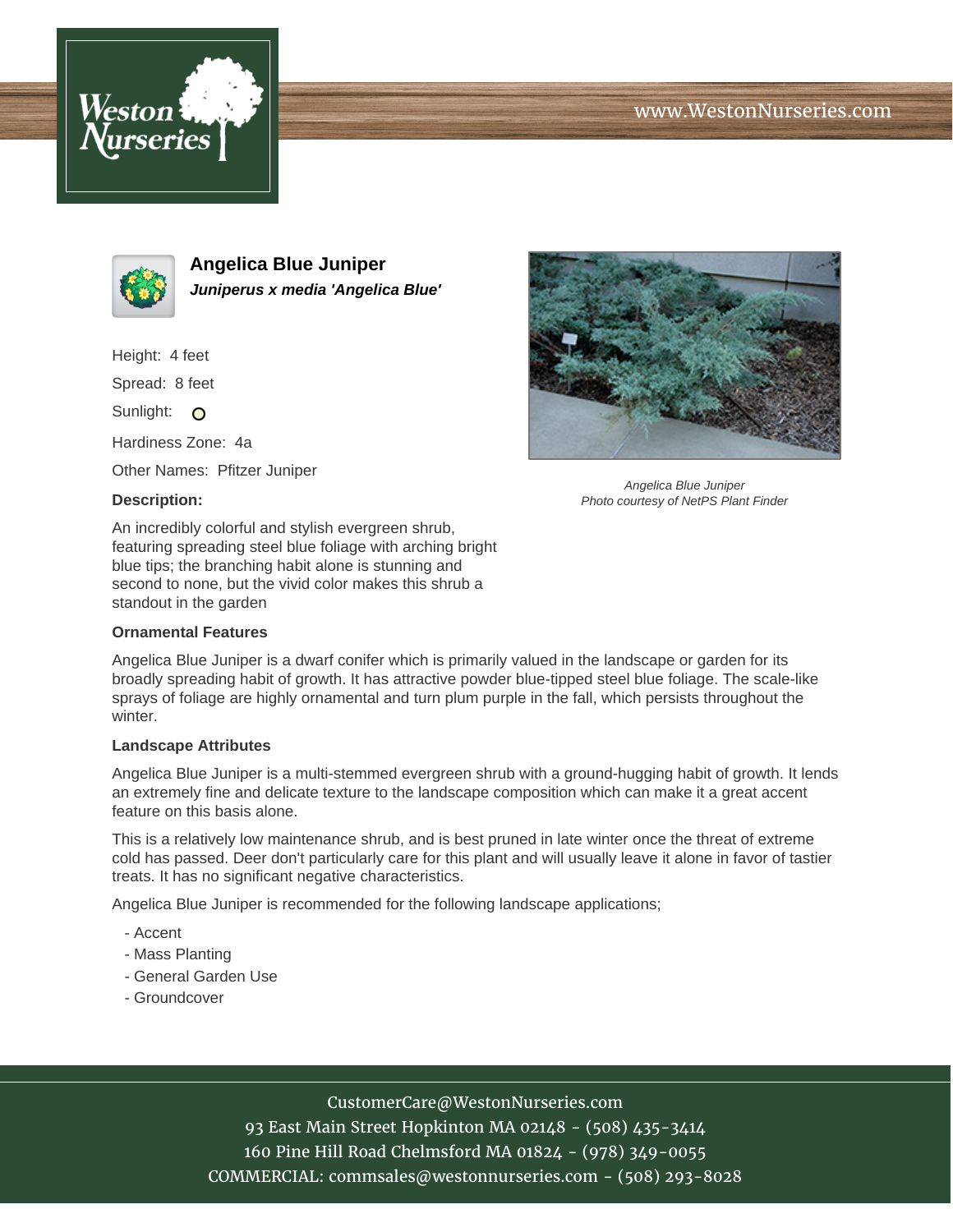www.WestonNurseries.com

# Angelica Blue Juniper

***Juniperus x media 'Angelica Blue'***

Height: 4 feet

Spread: 8 feet

Sunlight:

Hardiness Zone: 4a

Other Names: Pfitzer Juniper

*Angelica Blue Juniper*
*Photo courtesy of NetPS Plant Finder*

**Description:**

An incredibly colorful and stylish evergreen shrub, featuring spreading steel blue foliage with arching bright blue tips; the branching habit alone is stunning and second to none, but the vivid color makes this shrub a standout in the garden

**Ornamental Features**

Angelica Blue Juniper is a dwarf conifer which is primarily valued in the landscape or garden for its broadly spreading habit of growth. It has attractive powder blue-tipped steel blue foliage. The scale-like sprays of foliage are highly ornamental and turn plum purple in the fall, which persists throughout the winter.

**Landscape Attributes**

Angelica Blue Juniper is a multi-stemmed evergreen shrub with a ground-hugging habit of growth. It lends an extremely fine and delicate texture to the landscape composition which can make it a great accent feature on this basis alone.

This is a relatively low maintenance shrub, and is best pruned in late winter once the threat of extreme cold has passed. Deer don't particularly care for this plant and will usually leave it alone in favor of tastier treats. It has no significant negative characteristics.

Angelica Blue Juniper is recommended for the following landscape applications;

- Accent
- Mass Planting
- General Garden Use
- Groundcover

CustomerCare@WestonNurseries.com
93 East Main Street Hopkinton MA 02148 - (508) 435-3414
160 Pine Hill Road Chelmsford MA 01824 - (978) 349-0055
COMMERCIAL: commsales@westonnurseries.com - (508) 293-8028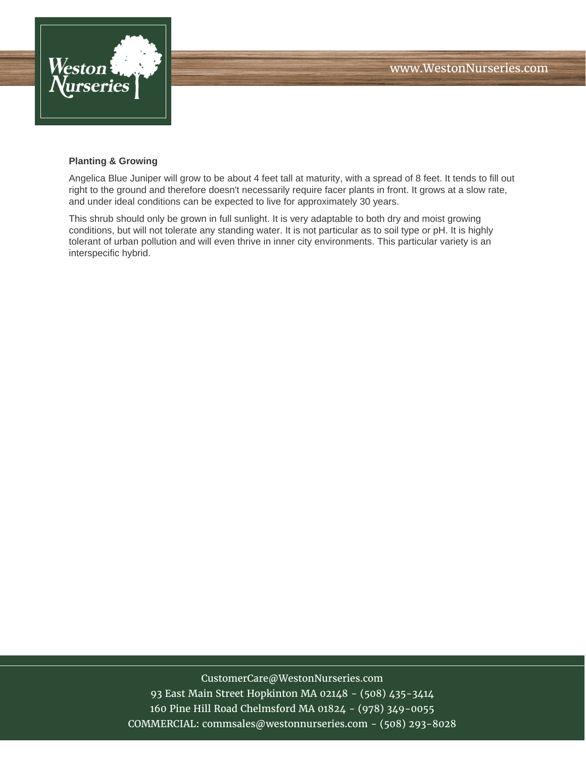**Planting & Growing**

Angelica Blue Juniper will grow to be about 4 feet tall at maturity, with a spread of 8 feet. It tends to fill out right to the ground and therefore doesn't necessarily require facer plants in front. It grows at a slow rate, and under ideal conditions can be expected to live for approximately 30 years.

This shrub should only be grown in full sunlight. It is very adaptable to both dry and moist growing conditions, but will not tolerate any standing water. It is not particular as to soil type or pH. It is highly tolerant of urban pollution and will even thrive in inner city environments. This particular variety is an interspecific hybrid.